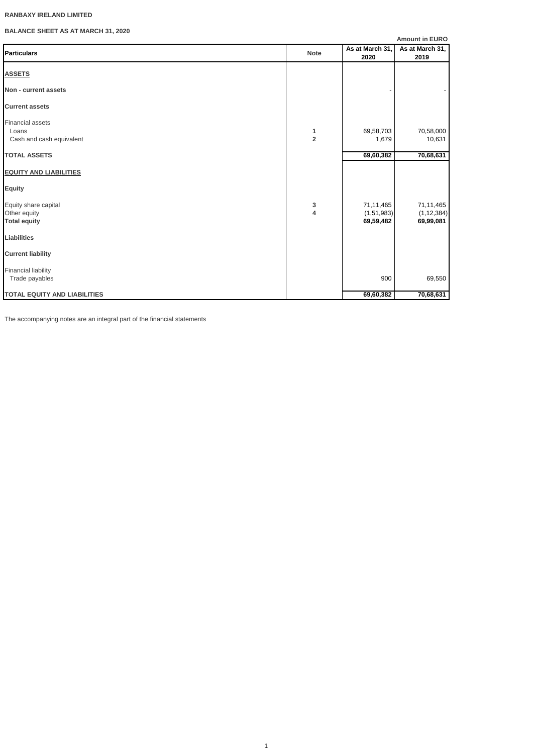**RANBAXY IRELAND LIMITED**

**BALANCE SHEET AS AT MARCH 31, 2020**

**Amount in EURO**

| Particulars | Note | As at March 31, 2020 | As at March 31, 2019 |
|---|---|---|---|
| **ASSETS** | | | |
| **Non - current assets** | | - | - |
| **Current assets** | | | |
| Financial assets | | | |
| Loans | **1** | 69,58,703 | 70,58,000 |
| Cash and cash equivalent | **2** | 1,679 | 10,631 |
| **TOTAL ASSETS** | | **69,60,382** | **70,68,631** |
| **EQUITY AND LIABILITIES** | | | |
| **Equity** | | | |
| Equity share capital | **3** | 71,11,465 | 71,11,465 |
| Other equity | **4** | (1,51,983) | (1,12,384) |
| **Total equity** | | **69,59,482** | **69,99,081** |
| **Liabilities** | | | |
| **Current liability** | | | |
| Financial liability | | | |
| Trade payables | | 900 | 69,550 |
| **TOTAL EQUITY AND LIABILITIES** | | **69,60,382** | **70,68,631** |

The accompanying notes are an integral part of the financial statements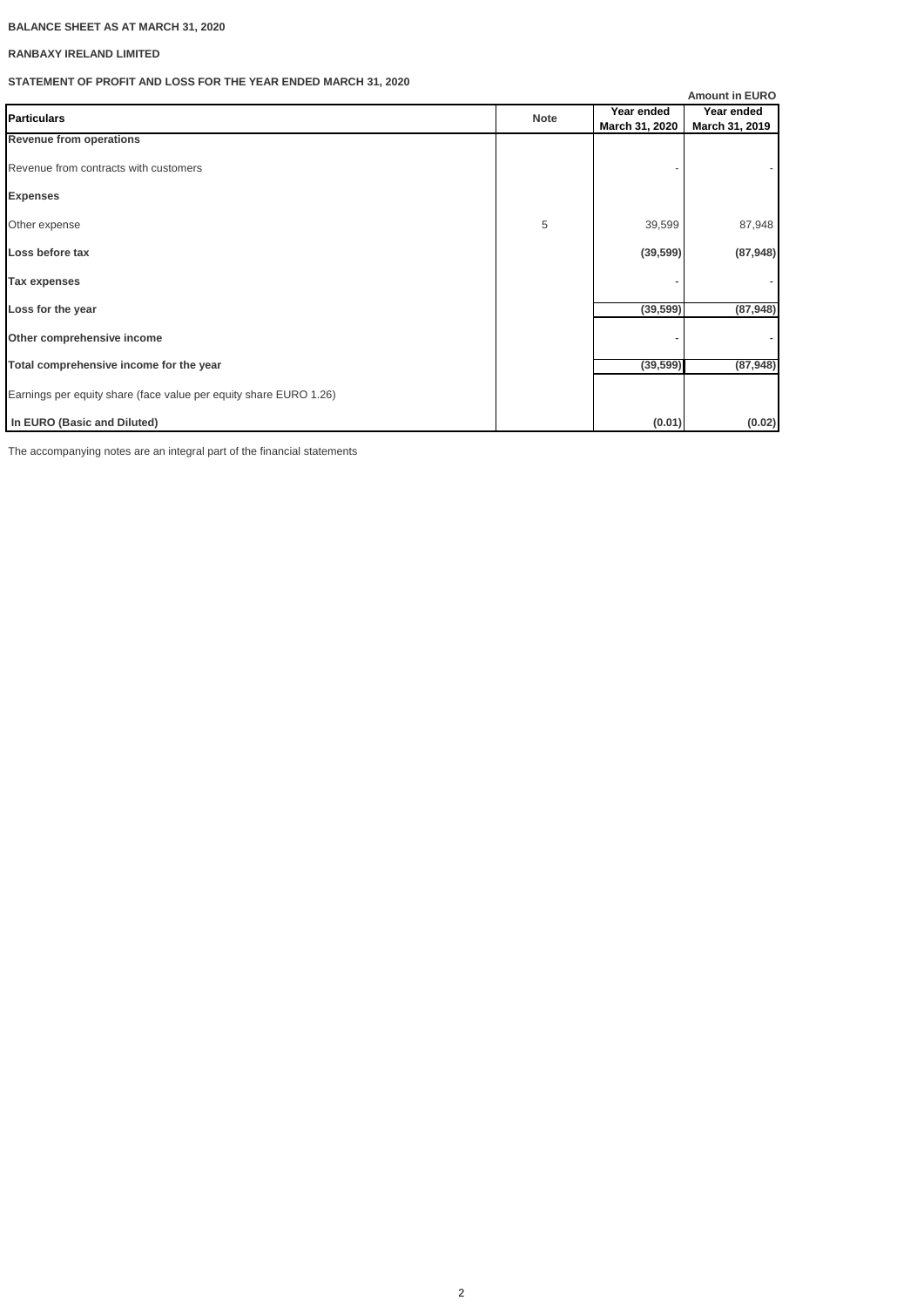**BALANCE SHEET AS AT MARCH 31, 2020**

**RANBAXY IRELAND LIMITED**

**STATEMENT OF PROFIT AND LOSS FOR THE YEAR ENDED MARCH 31, 2020**

**Amount in EURO**

| Particulars | Note | Year ended March 31, 2020 | Year ended March 31, 2019 |
|---|---|---|---|
| **Revenue from operations** | | | |
| Revenue from contracts with customers | | - | - |
| **Expenses** | | | |
| Other expense | 5 | 39,599 | 87,948 |
| **Loss before tax** | | **(39,599)** | **(87,948)** |
| **Tax expenses** | | - | - |
| **Loss for the year** | | **(39,599)** | **(87,948)** |
| **Other comprehensive income** | | - | - |
| **Total comprehensive income for the year** | | **(39,599)** | **(87,948)** |
| Earnings per equity share (face value per equity share EURO 1.26) | | | |
| **In EURO (Basic and Diluted)** | | **(0.01)** | **(0.02)** |

The accompanying notes are an integral part of the financial statements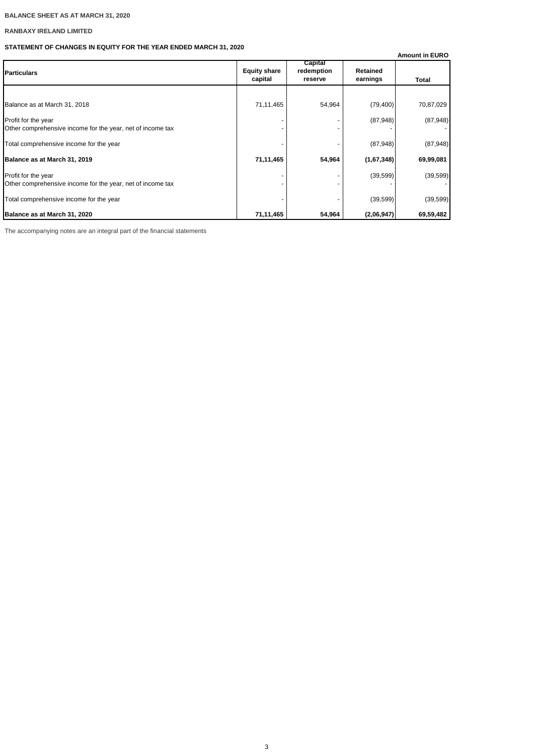BALANCE SHEET AS AT MARCH 31, 2020

**RANBAXY IRELAND LIMITED**

**STATEMENT OF CHANGES IN EQUITY FOR THE YEAR ENDED MARCH 31, 2020**

**Amount in EURO**

| Particulars | Equity share capital | Capital redemption reserve | Retained earnings | Total |
|---|---|---|---|---|
| Balance as at March 31, 2018 | 71,11,465 | 54,964 | (79,400) | 70,87,029 |
| Profit for the year | - | - | (87,948) | (87,948) |
| Other comprehensive income for the year, net of income tax | - | - | - | - |
| Total comprehensive income for the year | - | - | (87,948) | (87,948) |
| **Balance as at March 31, 2019** | **71,11,465** | **54,964** | **(1,67,348)** | **69,99,081** |
| Profit for the year | - | - | (39,599) | (39,599) |
| Other comprehensive income for the year, net of income tax | - | - | - | - |
| Total comprehensive income for the year | - | - | (39,599) | (39,599) |
| **Balance as at March 31, 2020** | **71,11,465** | **54,964** | **(2,06,947)** | **69,59,482** |

The accompanying notes are an integral part of the financial statements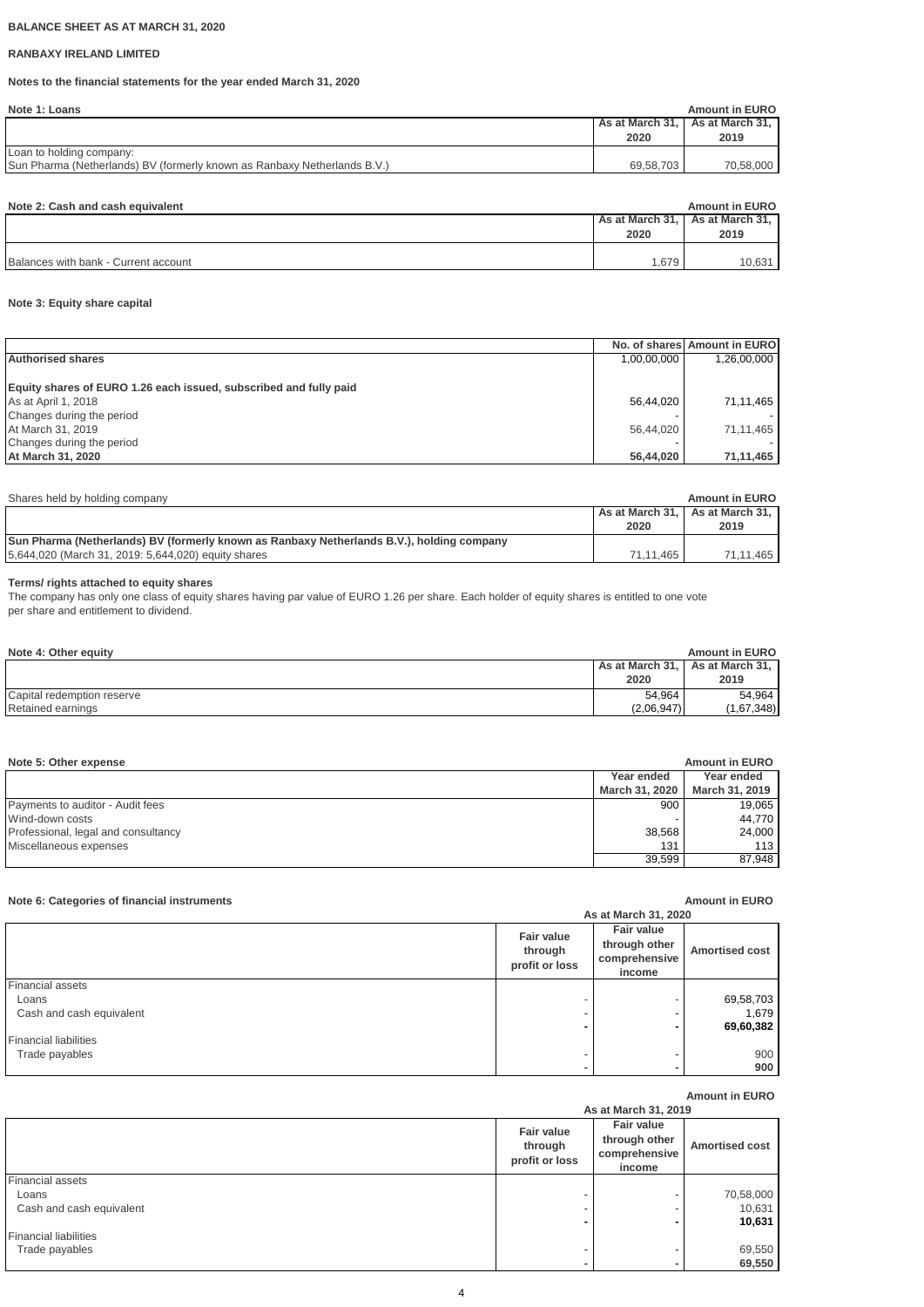**BALANCE SHEET AS AT MARCH 31, 2020**

**RANBAXY IRELAND LIMITED**

**Notes to the financial statements for the year ended March 31, 2020**

**Note 1: Loans** — Amount in EURO

| | As at March 31, 2020 | As at March 31, 2019 |
|---|---|---|
| Loan to holding company: | | |
| Sun Pharma (Netherlands) BV (formerly known as Ranbaxy Netherlands B.V.) | 69,58,703 | 70,58,000 |

**Note 2: Cash and cash equivalent** — Amount in EURO

| | As at March 31, 2020 | As at March 31, 2019 |
|---|---|---|
| Balances with bank - Current account | 1,679 | 10,631 |

**Note 3: Equity share capital**

| | No. of shares | Amount in EURO |
|---|---|---|
| **Authorised shares** | 1,00,00,000 | 1,26,00,000 |
| | | |
| **Equity shares of EURO 1.26 each issued, subscribed and fully paid** | | |
| As at April 1, 2018 | 56,44,020 | 71,11,465 |
| Changes during the period | - | - |
| At March 31, 2019 | 56,44,020 | 71,11,465 |
| Changes during the period | - | - |
| **At March 31, 2020** | **56,44,020** | **71,11,465** |

Shares held by holding company — Amount in EURO

| | As at March 31, 2020 | As at March 31, 2019 |
|---|---|---|
| **Sun Pharma (Netherlands) BV (formerly known as Ranbaxy Netherlands B.V.), holding company** | | |
| 5,644,020 (March 31, 2019: 5,644,020) equity shares | 71,11,465 | 71,11,465 |

**Terms/ rights attached to equity shares**

The company has only one class of equity shares having par value of EURO 1.26 per share. Each holder of equity shares is entitled to one vote per share and entitlement to dividend.

**Note 4: Other equity** — Amount in EURO

| | As at March 31, 2020 | As at March 31, 2019 |
|---|---|---|
| Capital redemption reserve | 54,964 | 54,964 |
| Retained earnings | (2,06,947) | (1,67,348) |

**Note 5: Other expense** — Amount in EURO

| | Year ended March 31, 2020 | Year ended March 31, 2019 |
|---|---|---|
| Payments to auditor - Audit fees | 900 | 19,065 |
| Wind-down costs | - | 44,770 |
| Professional, legal and consultancy | 38,568 | 24,000 |
| Miscellaneous expenses | 131 | 113 |
| | 39,599 | 87,948 |

**Note 6: Categories of financial instruments** — Amount in EURO

| As at March 31, 2020 | Fair value through profit or loss | Fair value through other comprehensive income | Amortised cost |
|---|---|---|---|
| Financial assets | | | |
| Loans | - | - | 69,58,703 |
| Cash and cash equivalent | - | - | 1,679 |
| | **-** | **-** | **69,60,382** |
| Financial liabilities | | | |
| Trade payables | - | - | 900 |
| | **-** | **-** | **900** |

Amount in EURO

| As at March 31, 2019 | Fair value through profit or loss | Fair value through other comprehensive income | Amortised cost |
|---|---|---|---|
| Financial assets | | | |
| Loans | - | - | 70,58,000 |
| Cash and cash equivalent | - | - | 10,631 |
| | **-** | **-** | **10,631** |
| Financial liabilities | | | |
| Trade payables | - | - | 69,550 |
| | **-** | **-** | **69,550** |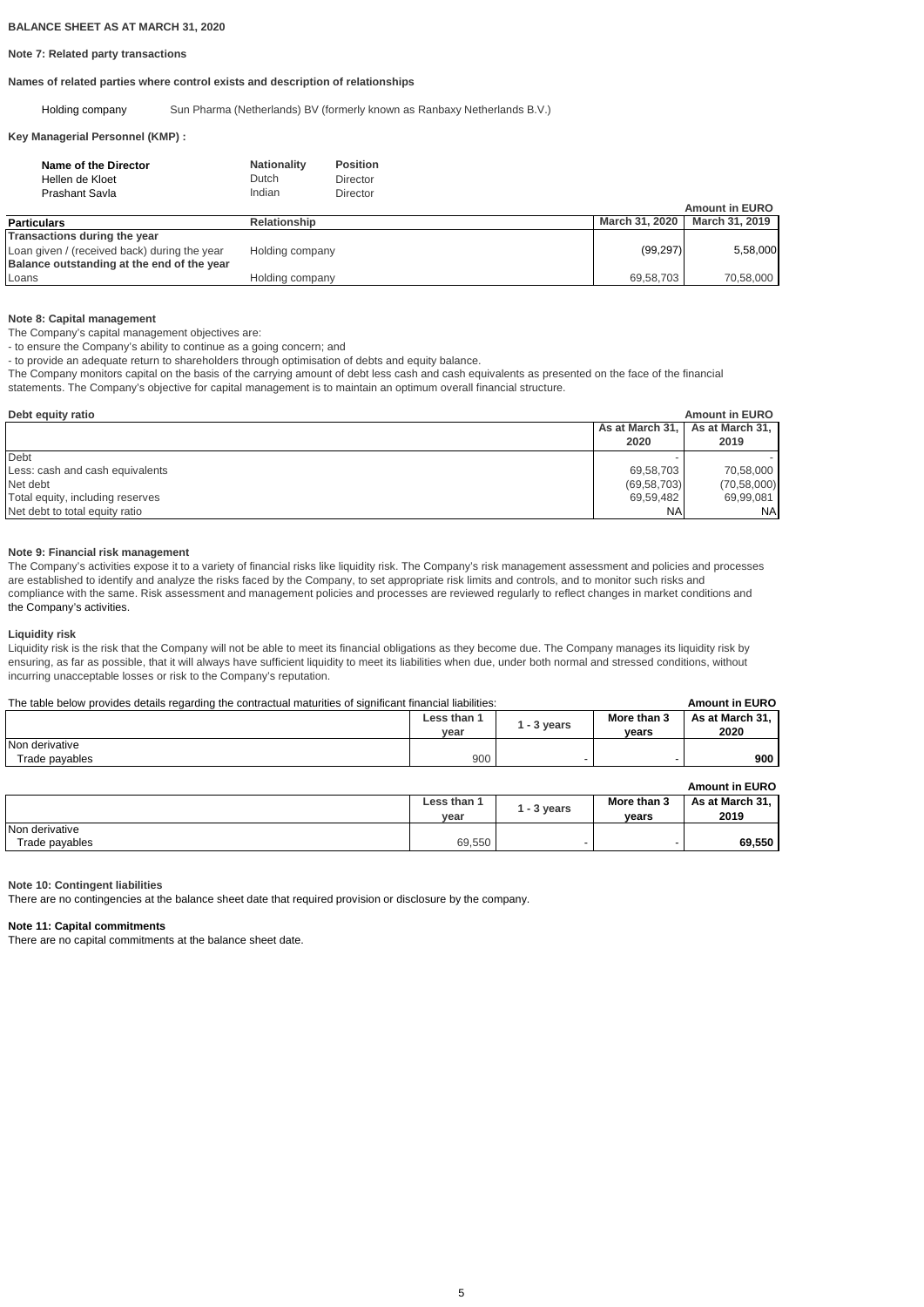**BALANCE SHEET AS AT MARCH 31, 2020**

**Note 7: Related party transactions**

**Names of related parties where control exists and description of relationships**

Holding company — Sun Pharma (Netherlands) BV (formerly known as Ranbaxy Netherlands B.V.)

**Key Managerial Personnel (KMP) :**

| Name of the Director | Nationality | Position |
|---|---|---|
| Hellen de Kloet | Dutch | Director |
| Prashant Savla | Indian | Director |

Amount in EURO

| Particulars | Relationship | March 31, 2020 | March 31, 2019 |
|---|---|---|---|
| **Transactions during the year** | | | |
| Loan given / (received back) during the year | Holding company | (99,297) | 5,58,000 |
| **Balance outstanding at the end of the year** | | | |
| Loans | Holding company | 69,58,703 | 70,58,000 |

**Note 8: Capital management**

The Company's capital management objectives are:

- to ensure the Company's ability to continue as a going concern; and
- to provide an adequate return to shareholders through optimisation of debts and equity balance.

The Company monitors capital on the basis of the carrying amount of debt less cash and cash equivalents as presented on the face of the financial statements. The Company's objective for capital management is to maintain an optimum overall financial structure.

**Debt equity ratio** — Amount in EURO

| | As at March 31, 2020 | As at March 31, 2019 |
|---|---|---|
| Debt | - | - |
| Less: cash and cash equivalents | 69,58,703 | 70,58,000 |
| Net debt | (69,58,703) | (70,58,000) |
| Total equity, including reserves | 69,59,482 | 69,99,081 |
| Net debt to total equity ratio | NA | NA |

**Note 9: Financial risk management**

The Company's activities expose it to a variety of financial risks like liquidity risk. The Company's risk management assessment and policies and processes are established to identify and analyze the risks faced by the Company, to set appropriate risk limits and controls, and to monitor such risks and compliance with the same. Risk assessment and management policies and processes are reviewed regularly to reflect changes in market conditions and the Company's activities.

**Liquidity risk**

Liquidity risk is the risk that the Company will not be able to meet its financial obligations as they become due. The Company manages its liquidity risk by ensuring, as far as possible, that it will always have sufficient liquidity to meet its liabilities when due, under both normal and stressed conditions, without incurring unacceptable losses or risk to the Company's reputation.

The table below provides details regarding the contractual maturities of significant financial liabilities: — **Amount in EURO**

| | Less than 1 year | 1 - 3 years | More than 3 years | As at March 31, 2020 |
|---|---|---|---|---|
| Non derivative | | | | |
| Trade payables | 900 | - | - | **900** |

**Amount in EURO**

| | Less than 1 year | 1 - 3 years | More than 3 years | As at March 31, 2019 |
|---|---|---|---|---|
| Non derivative | | | | |
| Trade payables | 69,550 | - | - | **69,550** |

**Note 10: Contingent liabilities**

There are no contingencies at the balance sheet date that required provision or disclosure by the company.

**Note 11: Capital commitments**

There are no capital commitments at the balance sheet date.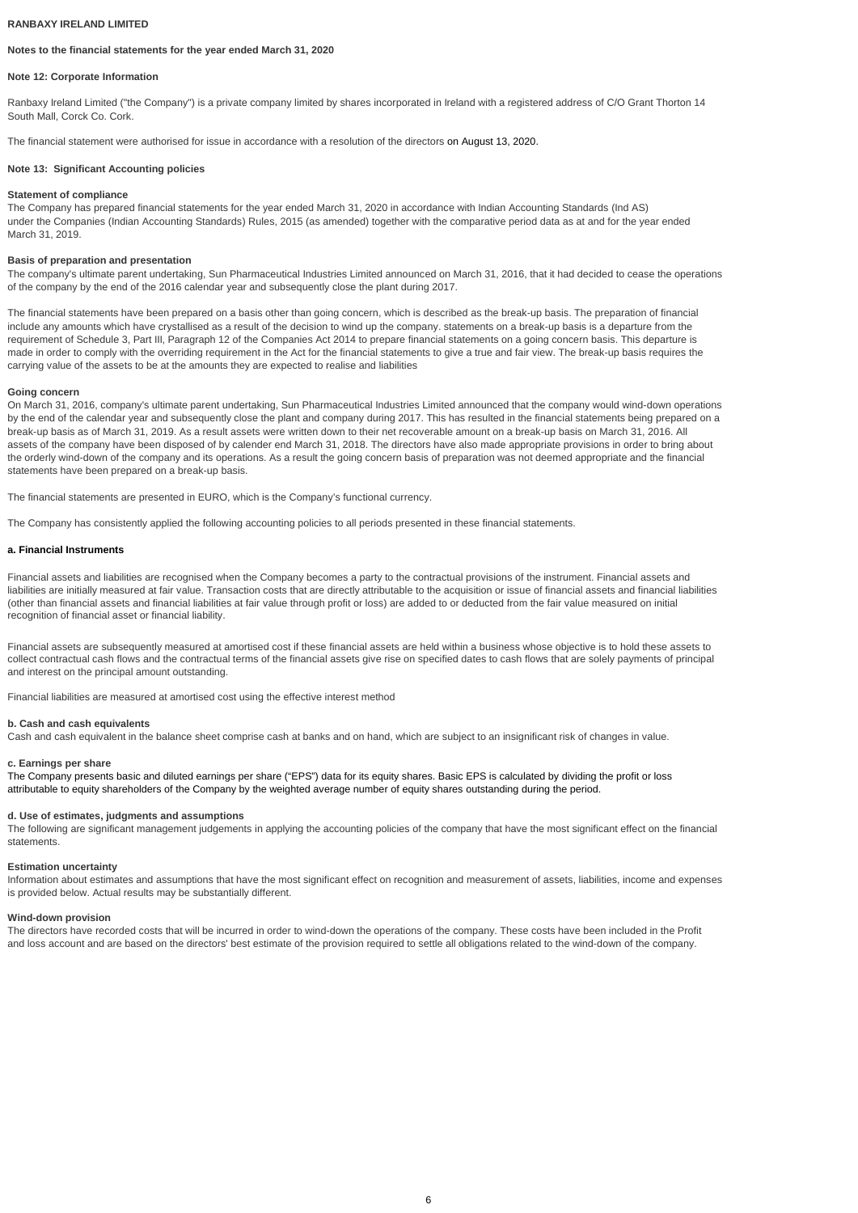**RANBAXY IRELAND LIMITED**

**Notes to the financial statements for the year ended March 31, 2020**

**Note 12: Corporate Information**

Ranbaxy Ireland Limited ("the Company") is a private company limited by shares incorporated in Ireland with a registered address of C/O Grant Thorton 14 South Mall, Corck Co. Cork.

The financial statement were authorised for issue in accordance with a resolution of the directors on August 13, 2020.

**Note 13: Significant Accounting policies**

**Statement of compliance**

The Company has prepared financial statements for the year ended March 31, 2020 in accordance with Indian Accounting Standards (Ind AS) under the Companies (Indian Accounting Standards) Rules, 2015 (as amended) together with the comparative period data as at and for the year ended March 31, 2019.

**Basis of preparation and presentation**

The company's ultimate parent undertaking, Sun Pharmaceutical Industries Limited announced on March 31, 2016, that it had decided to cease the operations of the company by the end of the 2016 calendar year and subsequently close the plant during 2017.

The financial statements have been prepared on a basis other than going concern, which is described as the break-up basis. The preparation of financial include any amounts which have crystallised as a result of the decision to wind up the company. statements on a break-up basis is a departure from the requirement of Schedule 3, Part III, Paragraph 12 of the Companies Act 2014 to prepare financial statements on a going concern basis. This departure is made in order to comply with the overriding requirement in the Act for the financial statements to give a true and fair view. The break-up basis requires the carrying value of the assets to be at the amounts they are expected to realise and liabilities

**Going concern**

On March 31, 2016, company's ultimate parent undertaking, Sun Pharmaceutical Industries Limited announced that the company would wind-down operations by the end of the calendar year and subsequently close the plant and company during 2017. This has resulted in the financial statements being prepared on a break-up basis as of March 31, 2019. As a result assets were written down to their net recoverable amount on a break-up basis on March 31, 2016. All assets of the company have been disposed of by calender end March 31, 2018. The directors have also made appropriate provisions in order to bring about the orderly wind-down of the company and its operations. As a result the going concern basis of preparation was not deemed appropriate and the financial statements have been prepared on a break-up basis.

The financial statements are presented in EURO, which is the Company's functional currency.

The Company has consistently applied the following accounting policies to all periods presented in these financial statements.

**a. Financial Instruments**

Financial assets and liabilities are recognised when the Company becomes a party to the contractual provisions of the instrument. Financial assets and liabilities are initially measured at fair value. Transaction costs that are directly attributable to the acquisition or issue of financial assets and financial liabilities (other than financial assets and financial liabilities at fair value through profit or loss) are added to or deducted from the fair value measured on initial recognition of financial asset or financial liability.

Financial assets are subsequently measured at amortised cost if these financial assets are held within a business whose objective is to hold these assets to collect contractual cash flows and the contractual terms of the financial assets give rise on specified dates to cash flows that are solely payments of principal and interest on the principal amount outstanding.

Financial liabilities are measured at amortised cost using the effective interest method

**b. Cash and cash equivalents**

Cash and cash equivalent in the balance sheet comprise cash at banks and on hand, which are subject to an insignificant risk of changes in value.

**c. Earnings per share**

The Company presents basic and diluted earnings per share ("EPS") data for its equity shares. Basic EPS is calculated by dividing the profit or loss attributable to equity shareholders of the Company by the weighted average number of equity shares outstanding during the period.

**d. Use of estimates, judgments and assumptions**

The following are significant management judgements in applying the accounting policies of the company that have the most significant effect on the financial statements.

**Estimation uncertainty**

Information about estimates and assumptions that have the most significant effect on recognition and measurement of assets, liabilities, income and expenses is provided below. Actual results may be substantially different.

**Wind-down provision**

The directors have recorded costs that will be incurred in order to wind-down the operations of the company. These costs have been included in the Profit and loss account and are based on the directors' best estimate of the provision required to settle all obligations related to the wind-down of the company.